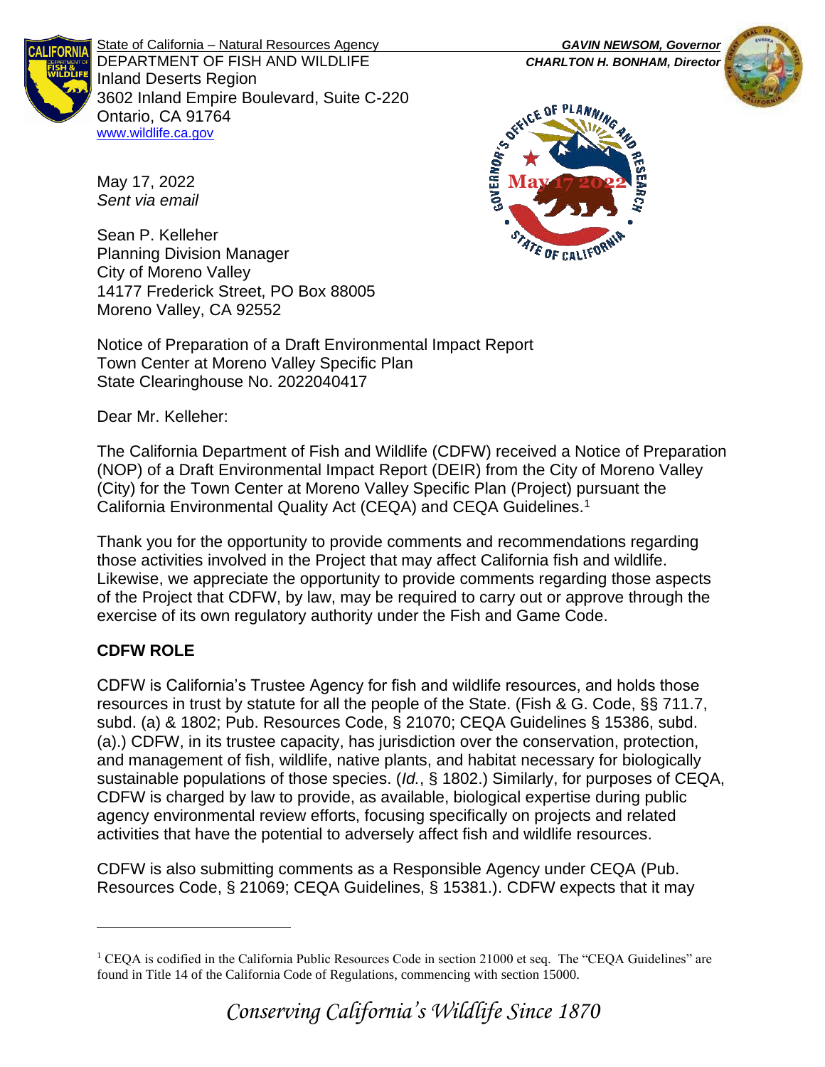State of California – Natural Resources Agency
DEPARTMENT OF FISH AND WILDLIFE
Inland Deserts Region
3602 Inland Empire Boulevard, Suite C-220
Ontario, CA 91764
www.wildlife.ca.gov

***GAVIN NEWSOM, Governor***
***CHARLTON H. BONHAM, Director***

May 17, 2022
*Sent via email*

Sean P. Kelleher
Planning Division Manager
City of Moreno Valley
14177 Frederick Street, PO Box 88005
Moreno Valley, CA 92552

Notice of Preparation of a Draft Environmental Impact Report
Town Center at Moreno Valley Specific Plan
State Clearinghouse No. 2022040417

Dear Mr. Kelleher:

The California Department of Fish and Wildlife (CDFW) received a Notice of Preparation (NOP) of a Draft Environmental Impact Report (DEIR) from the City of Moreno Valley (City) for the Town Center at Moreno Valley Specific Plan (Project) pursuant the California Environmental Quality Act (CEQA) and CEQA Guidelines.[1]

Thank you for the opportunity to provide comments and recommendations regarding those activities involved in the Project that may affect California fish and wildlife. Likewise, we appreciate the opportunity to provide comments regarding those aspects of the Project that CDFW, by law, may be required to carry out or approve through the exercise of its own regulatory authority under the Fish and Game Code.

## CDFW ROLE

CDFW is California's Trustee Agency for fish and wildlife resources, and holds those resources in trust by statute for all the people of the State. (Fish & G. Code, §§ 711.7, subd. (a) & 1802; Pub. Resources Code, § 21070; CEQA Guidelines § 15386, subd. (a).) CDFW, in its trustee capacity, has jurisdiction over the conservation, protection, and management of fish, wildlife, native plants, and habitat necessary for biologically sustainable populations of those species. (*Id.*, § 1802.) Similarly, for purposes of CEQA, CDFW is charged by law to provide, as available, biological expertise during public agency environmental review efforts, focusing specifically on projects and related activities that have the potential to adversely affect fish and wildlife resources.

CDFW is also submitting comments as a Responsible Agency under CEQA (Pub. Resources Code, § 21069; CEQA Guidelines, § 15381.). CDFW expects that it may

[1] CEQA is codified in the California Public Resources Code in section 21000 et seq. The "CEQA Guidelines" are found in Title 14 of the California Code of Regulations, commencing with section 15000.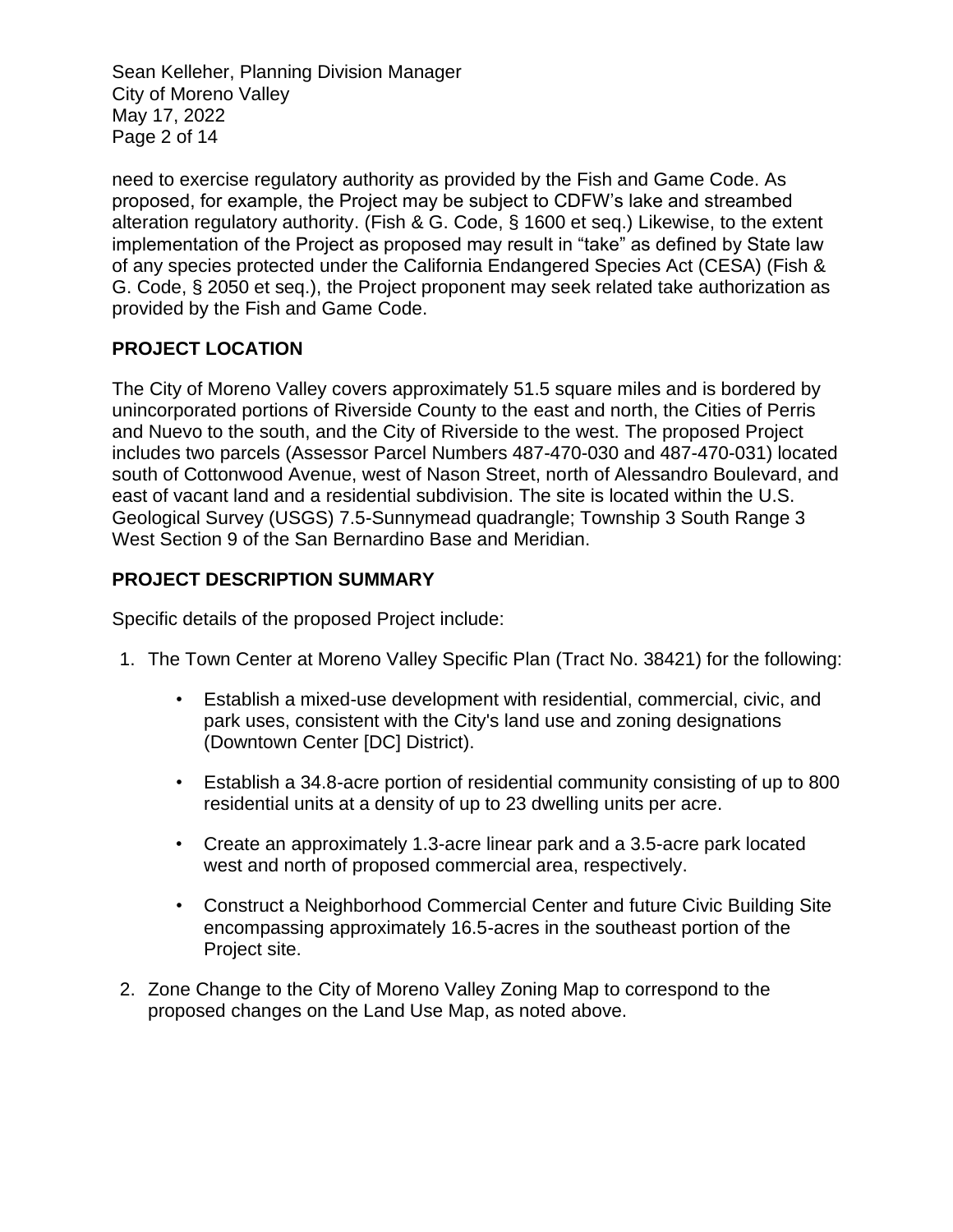need to exercise regulatory authority as provided by the Fish and Game Code. As proposed, for example, the Project may be subject to CDFW's lake and streambed alteration regulatory authority. (Fish & G. Code, § 1600 et seq.) Likewise, to the extent implementation of the Project as proposed may result in "take" as defined by State law of any species protected under the California Endangered Species Act (CESA) (Fish & G. Code, § 2050 et seq.), the Project proponent may seek related take authorization as provided by the Fish and Game Code.

## PROJECT LOCATION

The City of Moreno Valley covers approximately 51.5 square miles and is bordered by unincorporated portions of Riverside County to the east and north, the Cities of Perris and Nuevo to the south, and the City of Riverside to the west. The proposed Project includes two parcels (Assessor Parcel Numbers 487-470-030 and 487-470-031) located south of Cottonwood Avenue, west of Nason Street, north of Alessandro Boulevard, and east of vacant land and a residential subdivision. The site is located within the U.S. Geological Survey (USGS) 7.5-Sunnymead quadrangle; Township 3 South Range 3 West Section 9 of the San Bernardino Base and Meridian.

## PROJECT DESCRIPTION SUMMARY

Specific details of the proposed Project include:

1. The Town Center at Moreno Valley Specific Plan (Tract No. 38421) for the following:
   - Establish a mixed-use development with residential, commercial, civic, and park uses, consistent with the City's land use and zoning designations (Downtown Center [DC] District).
   - Establish a 34.8-acre portion of residential community consisting of up to 800 residential units at a density of up to 23 dwelling units per acre.
   - Create an approximately 1.3-acre linear park and a 3.5-acre park located west and north of proposed commercial area, respectively.
   - Construct a Neighborhood Commercial Center and future Civic Building Site encompassing approximately 16.5-acres in the southeast portion of the Project site.
2. Zone Change to the City of Moreno Valley Zoning Map to correspond to the proposed changes on the Land Use Map, as noted above.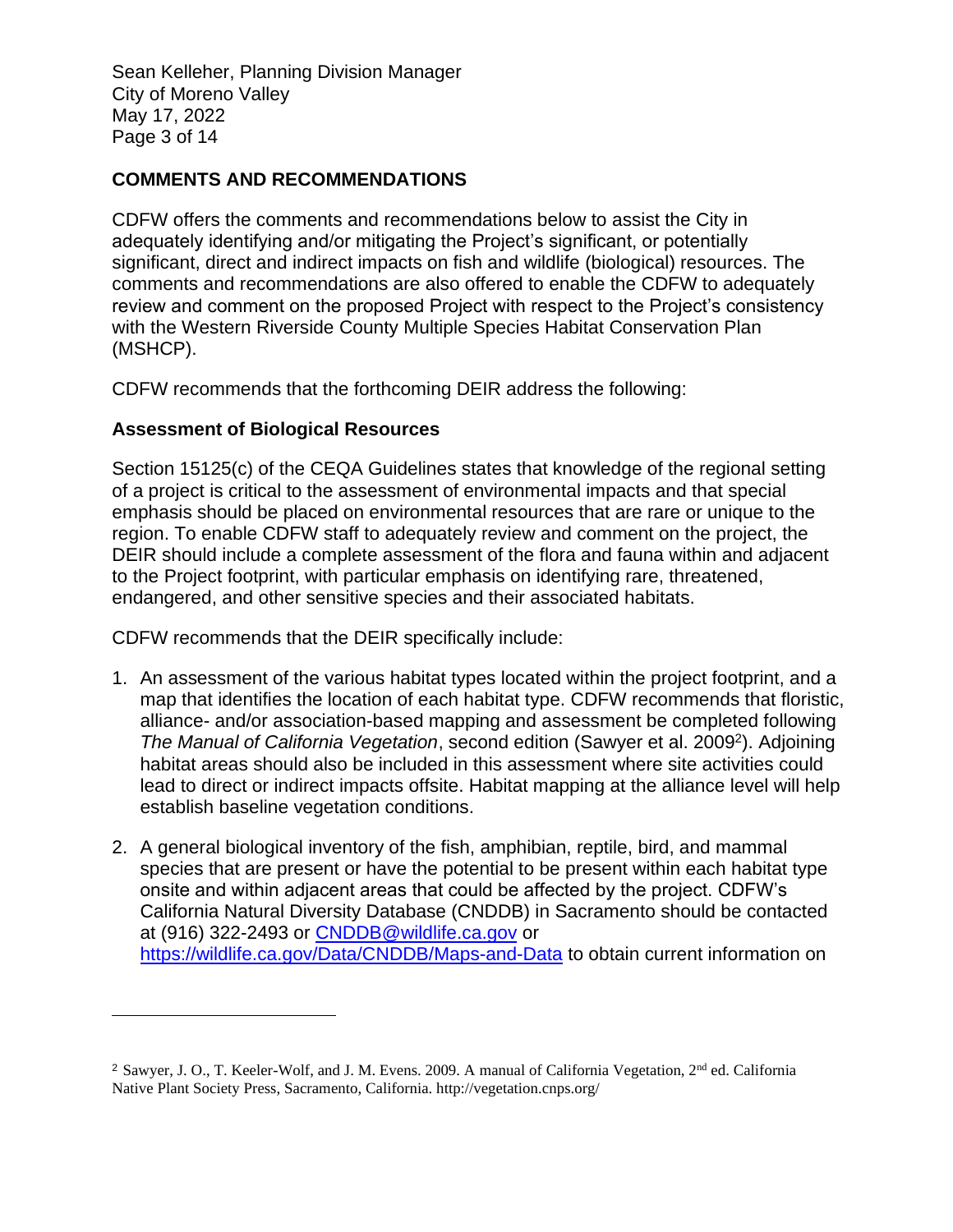## COMMENTS AND RECOMMENDATIONS

CDFW offers the comments and recommendations below to assist the City in adequately identifying and/or mitigating the Project's significant, or potentially significant, direct and indirect impacts on fish and wildlife (biological) resources. The comments and recommendations are also offered to enable the CDFW to adequately review and comment on the proposed Project with respect to the Project's consistency with the Western Riverside County Multiple Species Habitat Conservation Plan (MSHCP).

CDFW recommends that the forthcoming DEIR address the following:

### Assessment of Biological Resources

Section 15125(c) of the CEQA Guidelines states that knowledge of the regional setting of a project is critical to the assessment of environmental impacts and that special emphasis should be placed on environmental resources that are rare or unique to the region. To enable CDFW staff to adequately review and comment on the project, the DEIR should include a complete assessment of the flora and fauna within and adjacent to the Project footprint, with particular emphasis on identifying rare, threatened, endangered, and other sensitive species and their associated habitats.

CDFW recommends that the DEIR specifically include:

1. An assessment of the various habitat types located within the project footprint, and a map that identifies the location of each habitat type. CDFW recommends that floristic, alliance- and/or association-based mapping and assessment be completed following *The Manual of California Vegetation*, second edition (Sawyer et al. 2009[2]). Adjoining habitat areas should also be included in this assessment where site activities could lead to direct or indirect impacts offsite. Habitat mapping at the alliance level will help establish baseline vegetation conditions.

2. A general biological inventory of the fish, amphibian, reptile, bird, and mammal species that are present or have the potential to be present within each habitat type onsite and within adjacent areas that could be affected by the project. CDFW's California Natural Diversity Database (CNDDB) in Sacramento should be contacted at (916) 322-2493 or CNDDB@wildlife.ca.gov or https://wildlife.ca.gov/Data/CNDDB/Maps-and-Data to obtain current information on

---

[2] Sawyer, J. O., T. Keeler-Wolf, and J. M. Evens. 2009. A manual of California Vegetation, 2nd ed. California Native Plant Society Press, Sacramento, California. http://vegetation.cnps.org/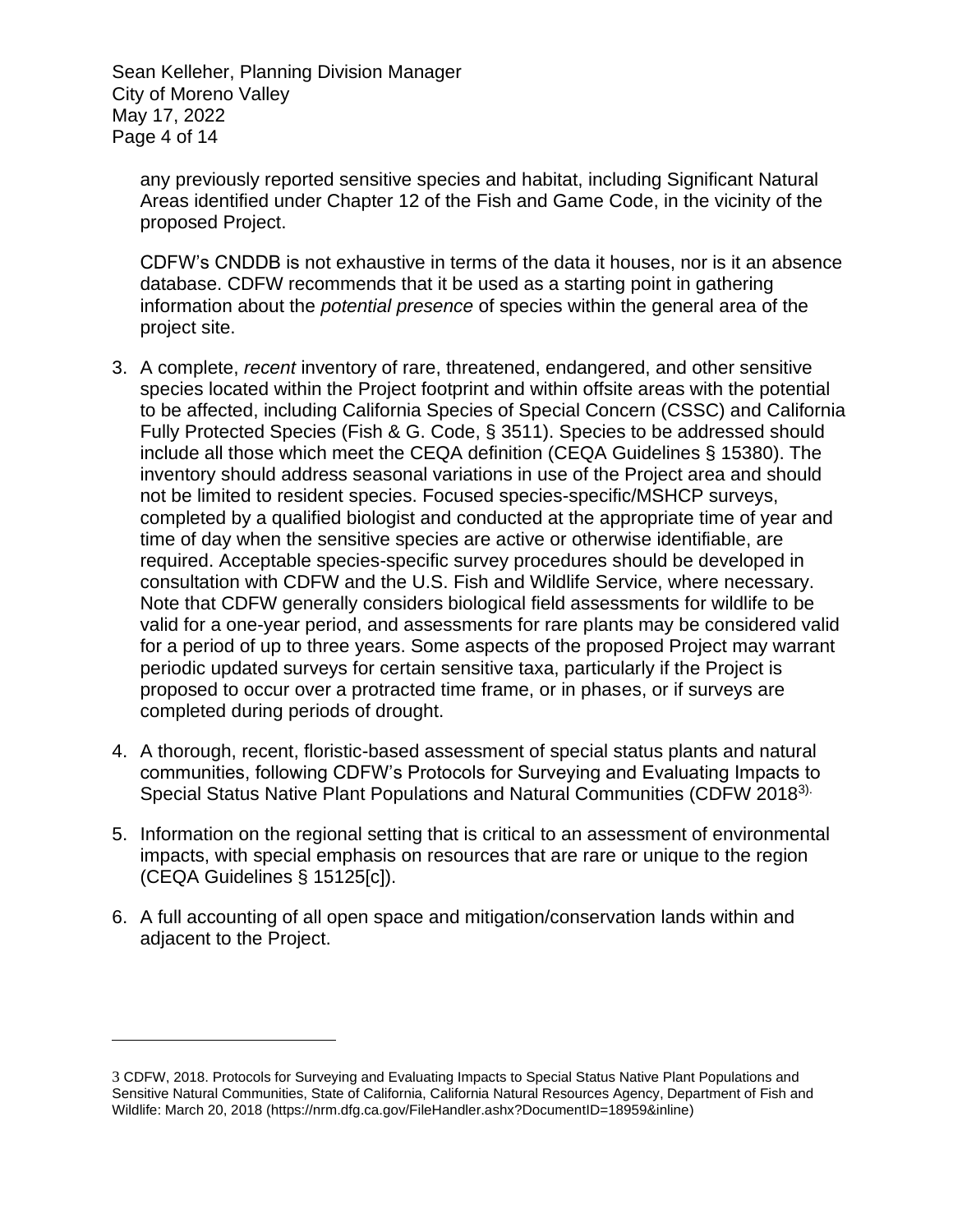any previously reported sensitive species and habitat, including Significant Natural Areas identified under Chapter 12 of the Fish and Game Code, in the vicinity of the proposed Project.

CDFW's CNDDB is not exhaustive in terms of the data it houses, nor is it an absence database. CDFW recommends that it be used as a starting point in gathering information about the *potential presence* of species within the general area of the project site.

3. A complete, *recent* inventory of rare, threatened, endangered, and other sensitive species located within the Project footprint and within offsite areas with the potential to be affected, including California Species of Special Concern (CSSC) and California Fully Protected Species (Fish & G. Code, § 3511). Species to be addressed should include all those which meet the CEQA definition (CEQA Guidelines § 15380). The inventory should address seasonal variations in use of the Project area and should not be limited to resident species. Focused species-specific/MSHCP surveys, completed by a qualified biologist and conducted at the appropriate time of year and time of day when the sensitive species are active or otherwise identifiable, are required. Acceptable species-specific survey procedures should be developed in consultation with CDFW and the U.S. Fish and Wildlife Service, where necessary. Note that CDFW generally considers biological field assessments for wildlife to be valid for a one-year period, and assessments for rare plants may be considered valid for a period of up to three years. Some aspects of the proposed Project may warrant periodic updated surveys for certain sensitive taxa, particularly if the Project is proposed to occur over a protracted time frame, or in phases, or if surveys are completed during periods of drought.

4. A thorough, recent, floristic-based assessment of special status plants and natural communities, following CDFW's Protocols for Surveying and Evaluating Impacts to Special Status Native Plant Populations and Natural Communities (CDFW 2018[3]).

5. Information on the regional setting that is critical to an assessment of environmental impacts, with special emphasis on resources that are rare or unique to the region (CEQA Guidelines § 15125[c]).

6. A full accounting of all open space and mitigation/conservation lands within and adjacent to the Project.

---

3 CDFW, 2018. Protocols for Surveying and Evaluating Impacts to Special Status Native Plant Populations and Sensitive Natural Communities, State of California, California Natural Resources Agency, Department of Fish and Wildlife: March 20, 2018 (https://nrm.dfg.ca.gov/FileHandler.ashx?DocumentID=18959&inline)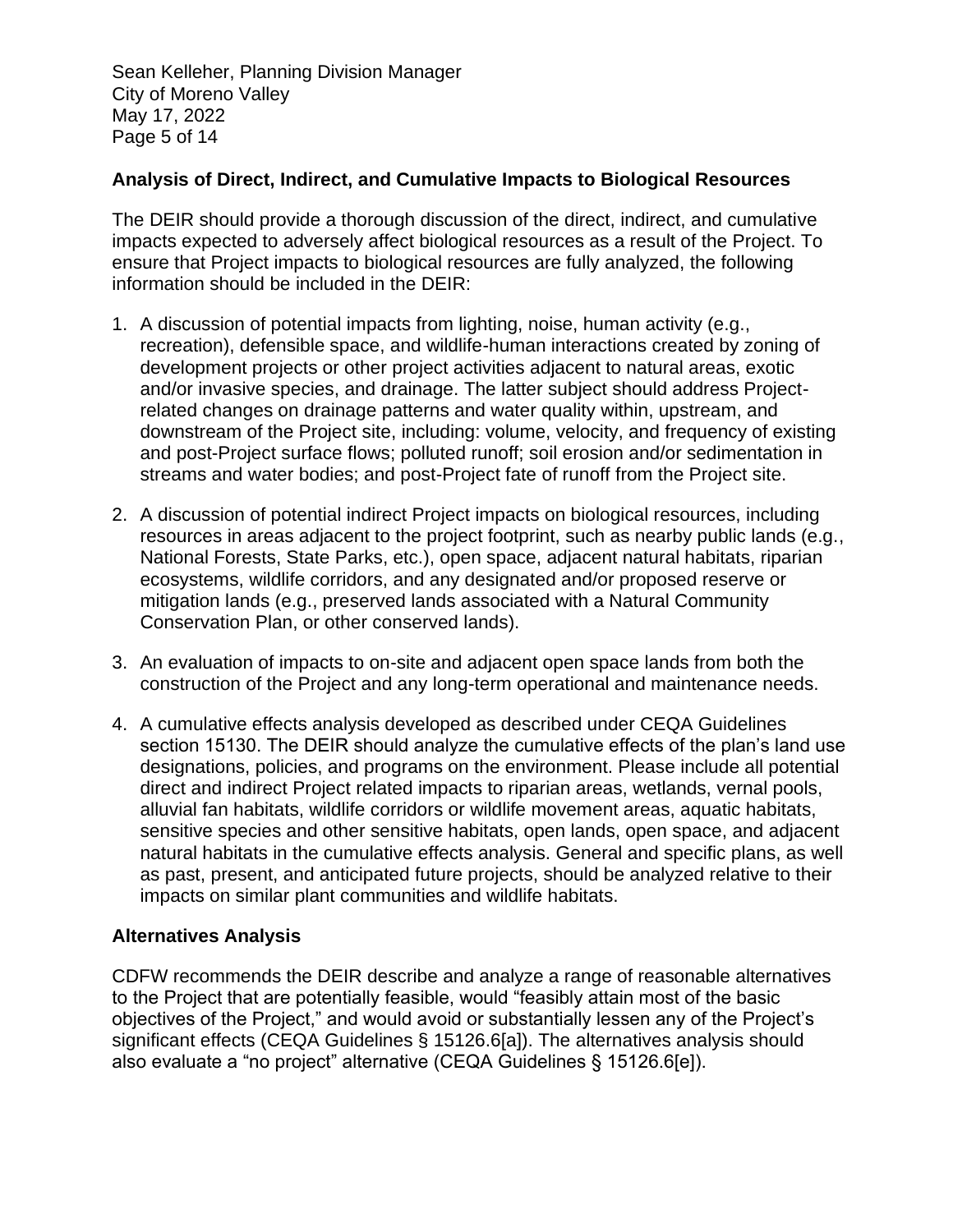**Analysis of Direct, Indirect, and Cumulative Impacts to Biological Resources**

The DEIR should provide a thorough discussion of the direct, indirect, and cumulative impacts expected to adversely affect biological resources as a result of the Project. To ensure that Project impacts to biological resources are fully analyzed, the following information should be included in the DEIR:

1. A discussion of potential impacts from lighting, noise, human activity (e.g., recreation), defensible space, and wildlife-human interactions created by zoning of development projects or other project activities adjacent to natural areas, exotic and/or invasive species, and drainage. The latter subject should address Project-related changes on drainage patterns and water quality within, upstream, and downstream of the Project site, including: volume, velocity, and frequency of existing and post-Project surface flows; polluted runoff; soil erosion and/or sedimentation in streams and water bodies; and post-Project fate of runoff from the Project site.

2. A discussion of potential indirect Project impacts on biological resources, including resources in areas adjacent to the project footprint, such as nearby public lands (e.g., National Forests, State Parks, etc.), open space, adjacent natural habitats, riparian ecosystems, wildlife corridors, and any designated and/or proposed reserve or mitigation lands (e.g., preserved lands associated with a Natural Community Conservation Plan, or other conserved lands).

3. An evaluation of impacts to on-site and adjacent open space lands from both the construction of the Project and any long-term operational and maintenance needs.

4. A cumulative effects analysis developed as described under CEQA Guidelines section 15130. The DEIR should analyze the cumulative effects of the plan's land use designations, policies, and programs on the environment. Please include all potential direct and indirect Project related impacts to riparian areas, wetlands, vernal pools, alluvial fan habitats, wildlife corridors or wildlife movement areas, aquatic habitats, sensitive species and other sensitive habitats, open lands, open space, and adjacent natural habitats in the cumulative effects analysis. General and specific plans, as well as past, present, and anticipated future projects, should be analyzed relative to their impacts on similar plant communities and wildlife habitats.

**Alternatives Analysis**

CDFW recommends the DEIR describe and analyze a range of reasonable alternatives to the Project that are potentially feasible, would "feasibly attain most of the basic objectives of the Project," and would avoid or substantially lessen any of the Project's significant effects (CEQA Guidelines § 15126.6[a]). The alternatives analysis should also evaluate a "no project" alternative (CEQA Guidelines § 15126.6[e]).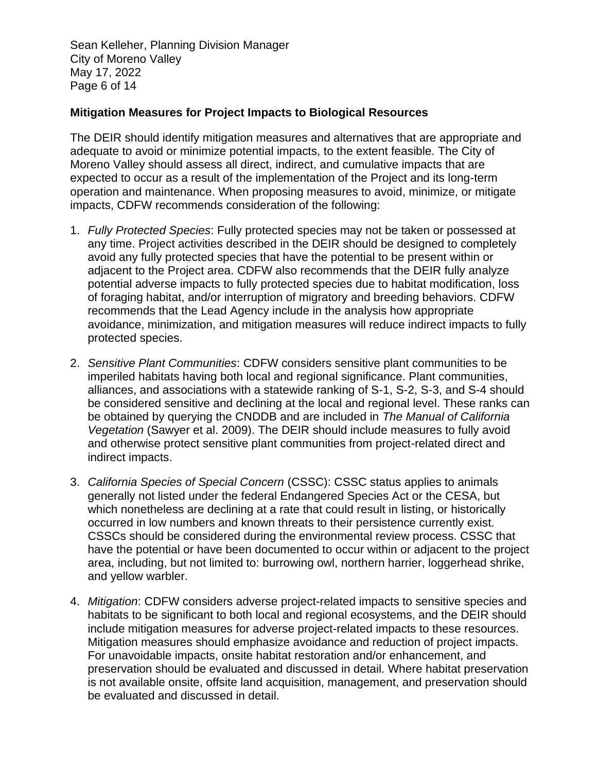**Mitigation Measures for Project Impacts to Biological Resources**

The DEIR should identify mitigation measures and alternatives that are appropriate and adequate to avoid or minimize potential impacts, to the extent feasible. The City of Moreno Valley should assess all direct, indirect, and cumulative impacts that are expected to occur as a result of the implementation of the Project and its long-term operation and maintenance. When proposing measures to avoid, minimize, or mitigate impacts, CDFW recommends consideration of the following:

1. *Fully Protected Species*: Fully protected species may not be taken or possessed at any time. Project activities described in the DEIR should be designed to completely avoid any fully protected species that have the potential to be present within or adjacent to the Project area. CDFW also recommends that the DEIR fully analyze potential adverse impacts to fully protected species due to habitat modification, loss of foraging habitat, and/or interruption of migratory and breeding behaviors. CDFW recommends that the Lead Agency include in the analysis how appropriate avoidance, minimization, and mitigation measures will reduce indirect impacts to fully protected species.

2. *Sensitive Plant Communities*: CDFW considers sensitive plant communities to be imperiled habitats having both local and regional significance. Plant communities, alliances, and associations with a statewide ranking of S-1, S-2, S-3, and S-4 should be considered sensitive and declining at the local and regional level. These ranks can be obtained by querying the CNDDB and are included in *The Manual of California Vegetation* (Sawyer et al. 2009). The DEIR should include measures to fully avoid and otherwise protect sensitive plant communities from project-related direct and indirect impacts.

3. *California Species of Special Concern* (CSSC): CSSC status applies to animals generally not listed under the federal Endangered Species Act or the CESA, but which nonetheless are declining at a rate that could result in listing, or historically occurred in low numbers and known threats to their persistence currently exist. CSSCs should be considered during the environmental review process. CSSC that have the potential or have been documented to occur within or adjacent to the project area, including, but not limited to: burrowing owl, northern harrier, loggerhead shrike, and yellow warbler.

4. *Mitigation*: CDFW considers adverse project-related impacts to sensitive species and habitats to be significant to both local and regional ecosystems, and the DEIR should include mitigation measures for adverse project-related impacts to these resources. Mitigation measures should emphasize avoidance and reduction of project impacts. For unavoidable impacts, onsite habitat restoration and/or enhancement, and preservation should be evaluated and discussed in detail. Where habitat preservation is not available onsite, offsite land acquisition, management, and preservation should be evaluated and discussed in detail.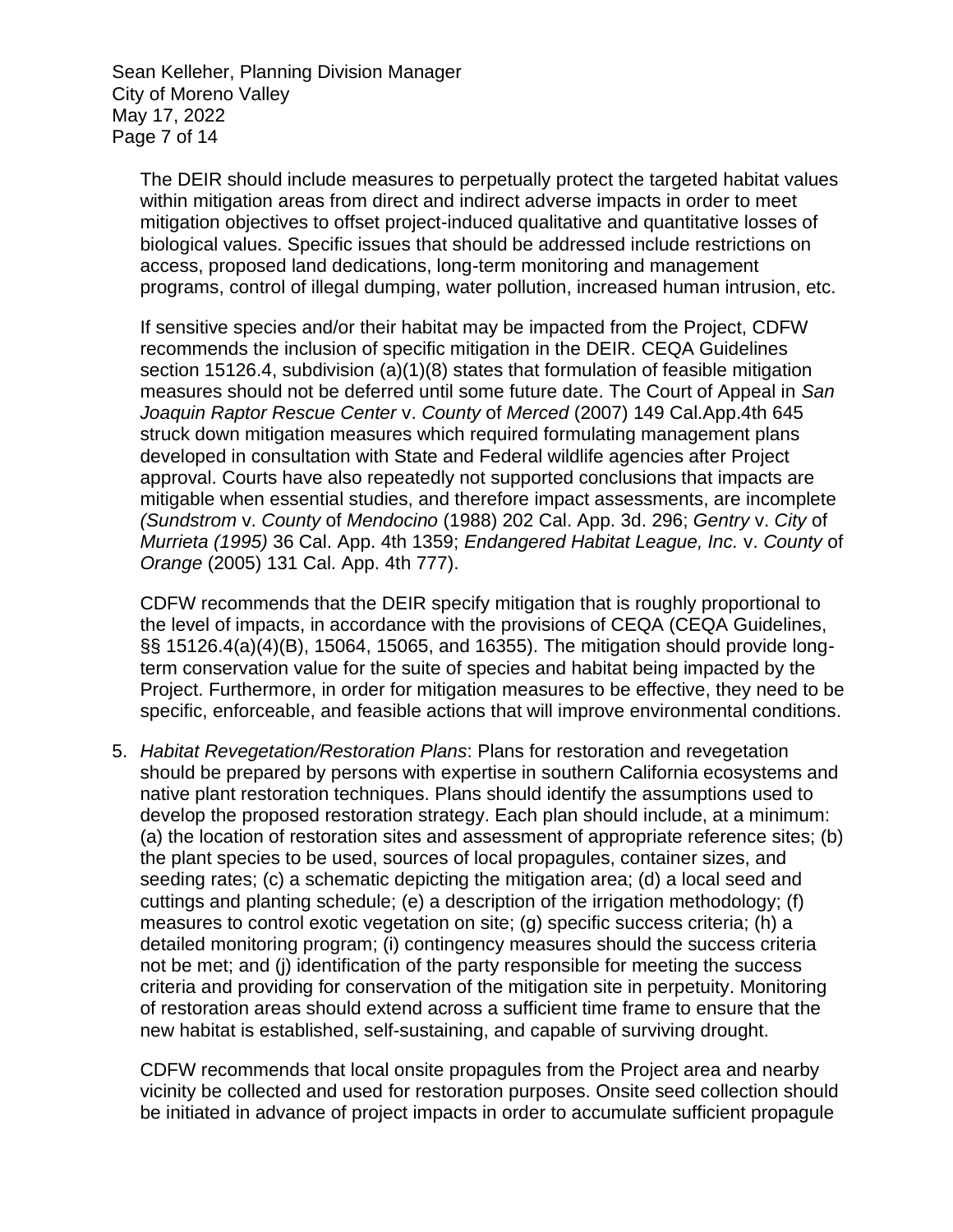The DEIR should include measures to perpetually protect the targeted habitat values within mitigation areas from direct and indirect adverse impacts in order to meet mitigation objectives to offset project-induced qualitative and quantitative losses of biological values. Specific issues that should be addressed include restrictions on access, proposed land dedications, long-term monitoring and management programs, control of illegal dumping, water pollution, increased human intrusion, etc.

If sensitive species and/or their habitat may be impacted from the Project, CDFW recommends the inclusion of specific mitigation in the DEIR. CEQA Guidelines section 15126.4, subdivision (a)(1)(8) states that formulation of feasible mitigation measures should not be deferred until some future date. The Court of Appeal in *San Joaquin Raptor Rescue Center* v. *County* of *Merced* (2007) 149 Cal.App.4th 645 struck down mitigation measures which required formulating management plans developed in consultation with State and Federal wildlife agencies after Project approval. Courts have also repeatedly not supported conclusions that impacts are mitigable when essential studies, and therefore impact assessments, are incomplete *(Sundstrom* v. *County* of *Mendocino* (1988) 202 Cal. App. 3d. 296; *Gentry* v. *City* of *Murrieta (1995)* 36 Cal. App. 4th 1359; *Endangered Habitat League, Inc.* v. *County* of *Orange* (2005) 131 Cal. App. 4th 777).

CDFW recommends that the DEIR specify mitigation that is roughly proportional to the level of impacts, in accordance with the provisions of CEQA (CEQA Guidelines, §§ 15126.4(a)(4)(B), 15064, 15065, and 16355). The mitigation should provide long-term conservation value for the suite of species and habitat being impacted by the Project. Furthermore, in order for mitigation measures to be effective, they need to be specific, enforceable, and feasible actions that will improve environmental conditions.

5. *Habitat Revegetation/Restoration Plans*: Plans for restoration and revegetation should be prepared by persons with expertise in southern California ecosystems and native plant restoration techniques. Plans should identify the assumptions used to develop the proposed restoration strategy. Each plan should include, at a minimum: (a) the location of restoration sites and assessment of appropriate reference sites; (b) the plant species to be used, sources of local propagules, container sizes, and seeding rates; (c) a schematic depicting the mitigation area; (d) a local seed and cuttings and planting schedule; (e) a description of the irrigation methodology; (f) measures to control exotic vegetation on site; (g) specific success criteria; (h) a detailed monitoring program; (i) contingency measures should the success criteria not be met; and (j) identification of the party responsible for meeting the success criteria and providing for conservation of the mitigation site in perpetuity. Monitoring of restoration areas should extend across a sufficient time frame to ensure that the new habitat is established, self-sustaining, and capable of surviving drought.

   CDFW recommends that local onsite propagules from the Project area and nearby vicinity be collected and used for restoration purposes. Onsite seed collection should be initiated in advance of project impacts in order to accumulate sufficient propagule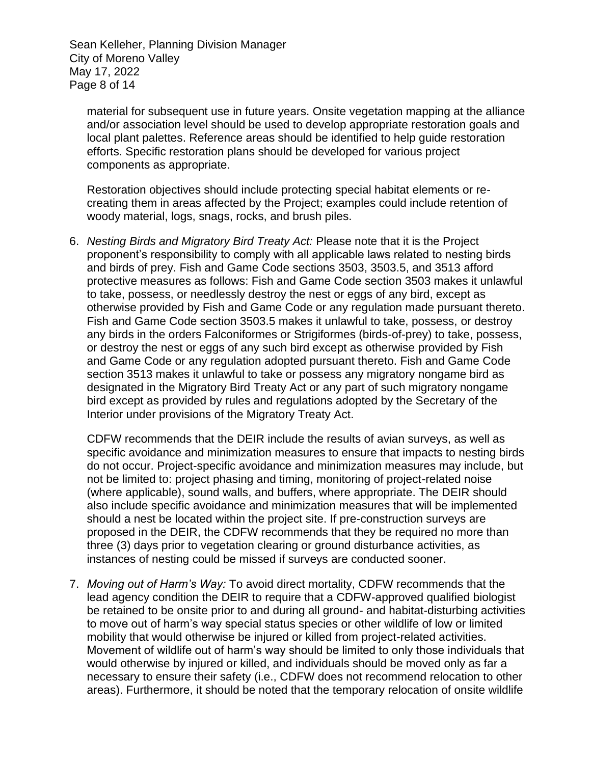material for subsequent use in future years. Onsite vegetation mapping at the alliance and/or association level should be used to develop appropriate restoration goals and local plant palettes. Reference areas should be identified to help guide restoration efforts. Specific restoration plans should be developed for various project components as appropriate.

Restoration objectives should include protecting special habitat elements or re-creating them in areas affected by the Project; examples could include retention of woody material, logs, snags, rocks, and brush piles.

6. *Nesting Birds and Migratory Bird Treaty Act:* Please note that it is the Project proponent's responsibility to comply with all applicable laws related to nesting birds and birds of prey. Fish and Game Code sections 3503, 3503.5, and 3513 afford protective measures as follows: Fish and Game Code section 3503 makes it unlawful to take, possess, or needlessly destroy the nest or eggs of any bird, except as otherwise provided by Fish and Game Code or any regulation made pursuant thereto. Fish and Game Code section 3503.5 makes it unlawful to take, possess, or destroy any birds in the orders Falconiformes or Strigiformes (birds-of-prey) to take, possess, or destroy the nest or eggs of any such bird except as otherwise provided by Fish and Game Code or any regulation adopted pursuant thereto. Fish and Game Code section 3513 makes it unlawful to take or possess any migratory nongame bird as designated in the Migratory Bird Treaty Act or any part of such migratory nongame bird except as provided by rules and regulations adopted by the Secretary of the Interior under provisions of the Migratory Treaty Act.

   CDFW recommends that the DEIR include the results of avian surveys, as well as specific avoidance and minimization measures to ensure that impacts to nesting birds do not occur. Project-specific avoidance and minimization measures may include, but not be limited to: project phasing and timing, monitoring of project-related noise (where applicable), sound walls, and buffers, where appropriate. The DEIR should also include specific avoidance and minimization measures that will be implemented should a nest be located within the project site. If pre-construction surveys are proposed in the DEIR, the CDFW recommends that they be required no more than three (3) days prior to vegetation clearing or ground disturbance activities, as instances of nesting could be missed if surveys are conducted sooner.

7. *Moving out of Harm's Way:* To avoid direct mortality, CDFW recommends that the lead agency condition the DEIR to require that a CDFW-approved qualified biologist be retained to be onsite prior to and during all ground- and habitat-disturbing activities to move out of harm's way special status species or other wildlife of low or limited mobility that would otherwise be injured or killed from project-related activities. Movement of wildlife out of harm's way should be limited to only those individuals that would otherwise by injured or killed, and individuals should be moved only as far a necessary to ensure their safety (i.e., CDFW does not recommend relocation to other areas). Furthermore, it should be noted that the temporary relocation of onsite wildlife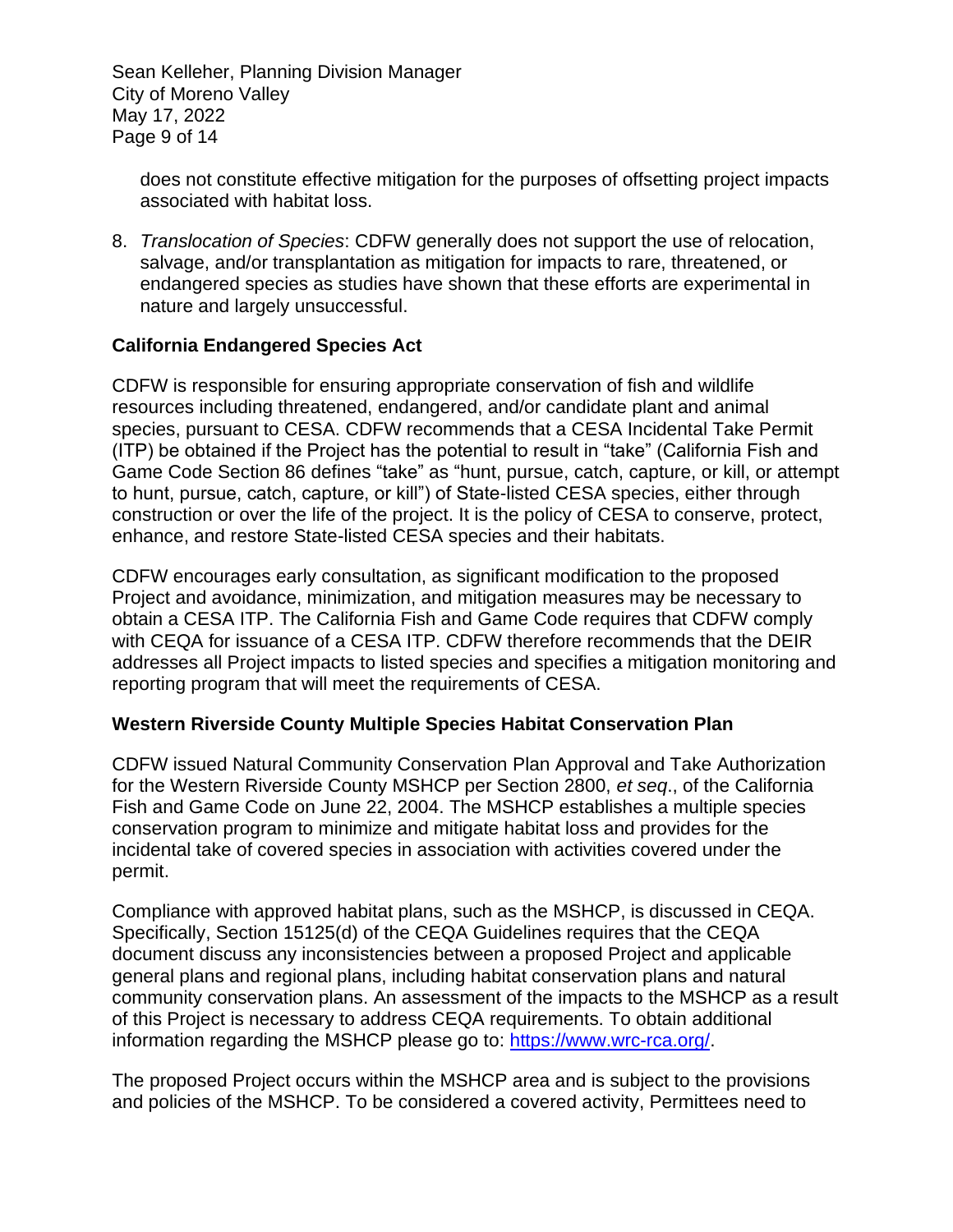does not constitute effective mitigation for the purposes of offsetting project impacts associated with habitat loss.

8. *Translocation of Species*: CDFW generally does not support the use of relocation, salvage, and/or transplantation as mitigation for impacts to rare, threatened, or endangered species as studies have shown that these efforts are experimental in nature and largely unsuccessful.

**California Endangered Species Act**

CDFW is responsible for ensuring appropriate conservation of fish and wildlife resources including threatened, endangered, and/or candidate plant and animal species, pursuant to CESA. CDFW recommends that a CESA Incidental Take Permit (ITP) be obtained if the Project has the potential to result in "take" (California Fish and Game Code Section 86 defines "take" as "hunt, pursue, catch, capture, or kill, or attempt to hunt, pursue, catch, capture, or kill") of State-listed CESA species, either through construction or over the life of the project. It is the policy of CESA to conserve, protect, enhance, and restore State-listed CESA species and their habitats.

CDFW encourages early consultation, as significant modification to the proposed Project and avoidance, minimization, and mitigation measures may be necessary to obtain a CESA ITP. The California Fish and Game Code requires that CDFW comply with CEQA for issuance of a CESA ITP. CDFW therefore recommends that the DEIR addresses all Project impacts to listed species and specifies a mitigation monitoring and reporting program that will meet the requirements of CESA.

**Western Riverside County Multiple Species Habitat Conservation Plan**

CDFW issued Natural Community Conservation Plan Approval and Take Authorization for the Western Riverside County MSHCP per Section 2800, *et seq*., of the California Fish and Game Code on June 22, 2004. The MSHCP establishes a multiple species conservation program to minimize and mitigate habitat loss and provides for the incidental take of covered species in association with activities covered under the permit.

Compliance with approved habitat plans, such as the MSHCP, is discussed in CEQA. Specifically, Section 15125(d) of the CEQA Guidelines requires that the CEQA document discuss any inconsistencies between a proposed Project and applicable general plans and regional plans, including habitat conservation plans and natural community conservation plans. An assessment of the impacts to the MSHCP as a result of this Project is necessary to address CEQA requirements. To obtain additional information regarding the MSHCP please go to: [https://www.wrc-rca.org/](https://www.wrc-rca.org/).

The proposed Project occurs within the MSHCP area and is subject to the provisions and policies of the MSHCP. To be considered a covered activity, Permittees need to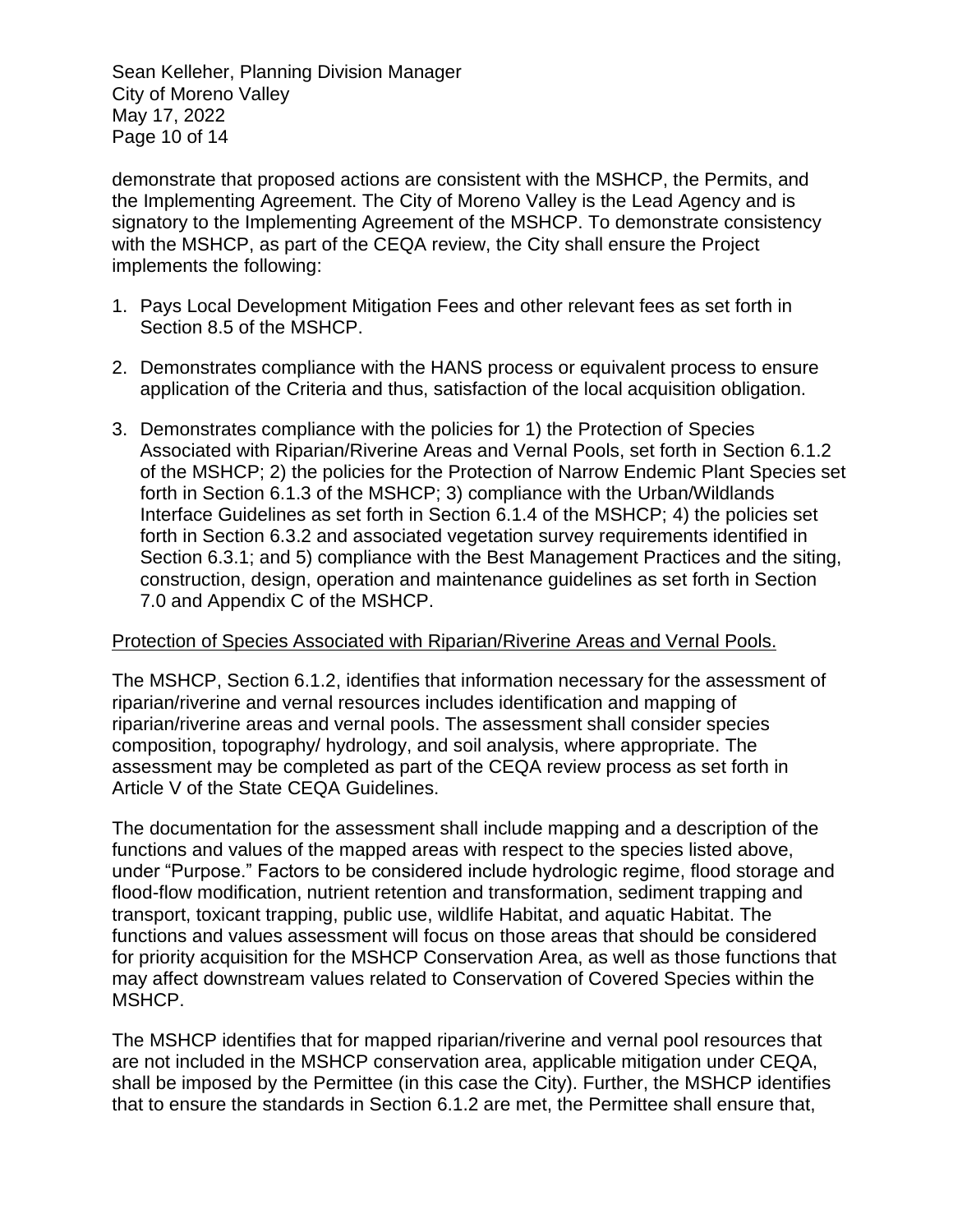demonstrate that proposed actions are consistent with the MSHCP, the Permits, and the Implementing Agreement. The City of Moreno Valley is the Lead Agency and is signatory to the Implementing Agreement of the MSHCP. To demonstrate consistency with the MSHCP, as part of the CEQA review, the City shall ensure the Project implements the following:

1. Pays Local Development Mitigation Fees and other relevant fees as set forth in Section 8.5 of the MSHCP.

2. Demonstrates compliance with the HANS process or equivalent process to ensure application of the Criteria and thus, satisfaction of the local acquisition obligation.

3. Demonstrates compliance with the policies for 1) the Protection of Species Associated with Riparian/Riverine Areas and Vernal Pools, set forth in Section 6.1.2 of the MSHCP; 2) the policies for the Protection of Narrow Endemic Plant Species set forth in Section 6.1.3 of the MSHCP; 3) compliance with the Urban/Wildlands Interface Guidelines as set forth in Section 6.1.4 of the MSHCP; 4) the policies set forth in Section 6.3.2 and associated vegetation survey requirements identified in Section 6.3.1; and 5) compliance with the Best Management Practices and the siting, construction, design, operation and maintenance guidelines as set forth in Section 7.0 and Appendix C of the MSHCP.

<u>Protection of Species Associated with Riparian/Riverine Areas and Vernal Pools.</u>

The MSHCP, Section 6.1.2, identifies that information necessary for the assessment of riparian/riverine and vernal resources includes identification and mapping of riparian/riverine areas and vernal pools. The assessment shall consider species composition, topography/ hydrology, and soil analysis, where appropriate. The assessment may be completed as part of the CEQA review process as set forth in Article V of the State CEQA Guidelines.

The documentation for the assessment shall include mapping and a description of the functions and values of the mapped areas with respect to the species listed above, under "Purpose." Factors to be considered include hydrologic regime, flood storage and flood-flow modification, nutrient retention and transformation, sediment trapping and transport, toxicant trapping, public use, wildlife Habitat, and aquatic Habitat. The functions and values assessment will focus on those areas that should be considered for priority acquisition for the MSHCP Conservation Area, as well as those functions that may affect downstream values related to Conservation of Covered Species within the MSHCP.

The MSHCP identifies that for mapped riparian/riverine and vernal pool resources that are not included in the MSHCP conservation area, applicable mitigation under CEQA, shall be imposed by the Permittee (in this case the City). Further, the MSHCP identifies that to ensure the standards in Section 6.1.2 are met, the Permittee shall ensure that,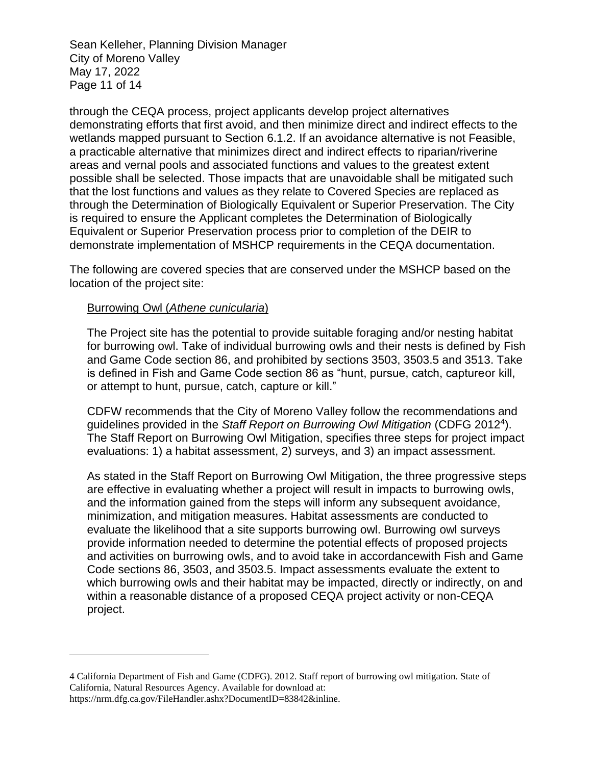through the CEQA process, project applicants develop project alternatives demonstrating efforts that first avoid, and then minimize direct and indirect effects to the wetlands mapped pursuant to Section 6.1.2. If an avoidance alternative is not Feasible, a practicable alternative that minimizes direct and indirect effects to riparian/riverine areas and vernal pools and associated functions and values to the greatest extent possible shall be selected. Those impacts that are unavoidable shall be mitigated such that the lost functions and values as they relate to Covered Species are replaced as through the Determination of Biologically Equivalent or Superior Preservation. The City is required to ensure the Applicant completes the Determination of Biologically Equivalent or Superior Preservation process prior to completion of the DEIR to demonstrate implementation of MSHCP requirements in the CEQA documentation.

The following are covered species that are conserved under the MSHCP based on the location of the project site:

Burrowing Owl (*Athene cunicularia*)

The Project site has the potential to provide suitable foraging and/or nesting habitat for burrowing owl. Take of individual burrowing owls and their nests is defined by Fish and Game Code section 86, and prohibited by sections 3503, 3503.5 and 3513. Take is defined in Fish and Game Code section 86 as "hunt, pursue, catch, captureor kill, or attempt to hunt, pursue, catch, capture or kill."

CDFW recommends that the City of Moreno Valley follow the recommendations and guidelines provided in the *Staff Report on Burrowing Owl Mitigation* (CDFG 2012[4]). The Staff Report on Burrowing Owl Mitigation, specifies three steps for project impact evaluations: 1) a habitat assessment, 2) surveys, and 3) an impact assessment.

As stated in the Staff Report on Burrowing Owl Mitigation, the three progressive steps are effective in evaluating whether a project will result in impacts to burrowing owls, and the information gained from the steps will inform any subsequent avoidance, minimization, and mitigation measures. Habitat assessments are conducted to evaluate the likelihood that a site supports burrowing owl. Burrowing owl surveys provide information needed to determine the potential effects of proposed projects and activities on burrowing owls, and to avoid take in accordancewith Fish and Game Code sections 86, 3503, and 3503.5. Impact assessments evaluate the extent to which burrowing owls and their habitat may be impacted, directly or indirectly, on and within a reasonable distance of a proposed CEQA project activity or non-CEQA project.

---

4 California Department of Fish and Game (CDFG). 2012. Staff report of burrowing owl mitigation. State of California, Natural Resources Agency. Available for download at: https://nrm.dfg.ca.gov/FileHandler.ashx?DocumentID=83842&inline.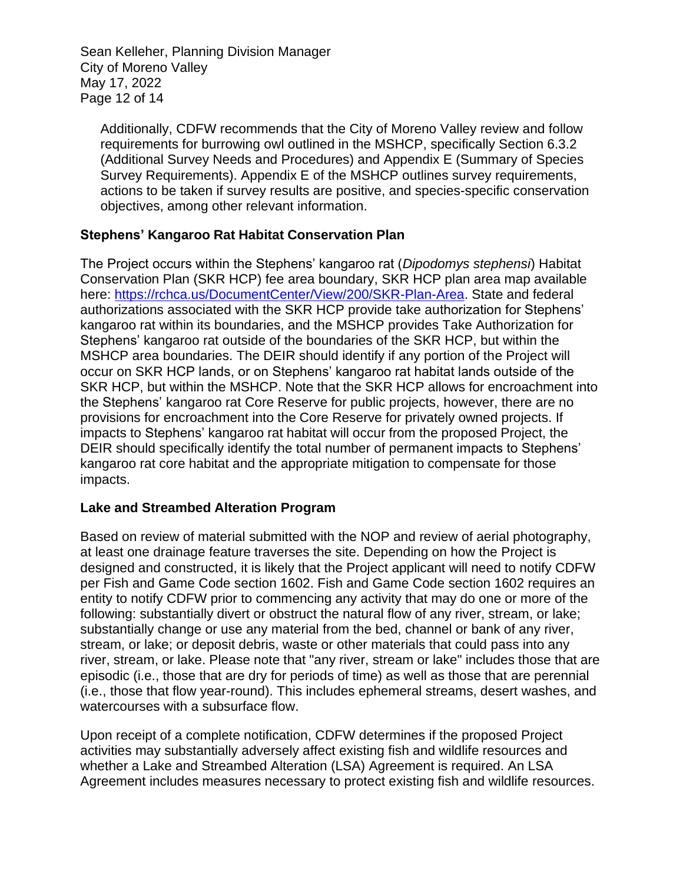Additionally, CDFW recommends that the City of Moreno Valley review and follow requirements for burrowing owl outlined in the MSHCP, specifically Section 6.3.2 (Additional Survey Needs and Procedures) and Appendix E (Summary of Species Survey Requirements). Appendix E of the MSHCP outlines survey requirements, actions to be taken if survey results are positive, and species-specific conservation objectives, among other relevant information.

**Stephens' Kangaroo Rat Habitat Conservation Plan**

The Project occurs within the Stephens' kangaroo rat (*Dipodomys stephensi*) Habitat Conservation Plan (SKR HCP) fee area boundary, SKR HCP plan area map available here: [https://rchca.us/DocumentCenter/View/200/SKR-Plan-Area](https://rchca.us/DocumentCenter/View/200/SKR-Plan-Area). State and federal authorizations associated with the SKR HCP provide take authorization for Stephens' kangaroo rat within its boundaries, and the MSHCP provides Take Authorization for Stephens' kangaroo rat outside of the boundaries of the SKR HCP, but within the MSHCP area boundaries. The DEIR should identify if any portion of the Project will occur on SKR HCP lands, or on Stephens' kangaroo rat habitat lands outside of the SKR HCP, but within the MSHCP. Note that the SKR HCP allows for encroachment into the Stephens' kangaroo rat Core Reserve for public projects, however, there are no provisions for encroachment into the Core Reserve for privately owned projects. If impacts to Stephens' kangaroo rat habitat will occur from the proposed Project, the DEIR should specifically identify the total number of permanent impacts to Stephens' kangaroo rat core habitat and the appropriate mitigation to compensate for those impacts.

**Lake and Streambed Alteration Program**

Based on review of material submitted with the NOP and review of aerial photography, at least one drainage feature traverses the site. Depending on how the Project is designed and constructed, it is likely that the Project applicant will need to notify CDFW per Fish and Game Code section 1602. Fish and Game Code section 1602 requires an entity to notify CDFW prior to commencing any activity that may do one or more of the following: substantially divert or obstruct the natural flow of any river, stream, or lake; substantially change or use any material from the bed, channel or bank of any river, stream, or lake; or deposit debris, waste or other materials that could pass into any river, stream, or lake. Please note that "any river, stream or lake" includes those that are episodic (i.e., those that are dry for periods of time) as well as those that are perennial (i.e., those that flow year-round). This includes ephemeral streams, desert washes, and watercourses with a subsurface flow.

Upon receipt of a complete notification, CDFW determines if the proposed Project activities may substantially adversely affect existing fish and wildlife resources and whether a Lake and Streambed Alteration (LSA) Agreement is required. An LSA Agreement includes measures necessary to protect existing fish and wildlife resources.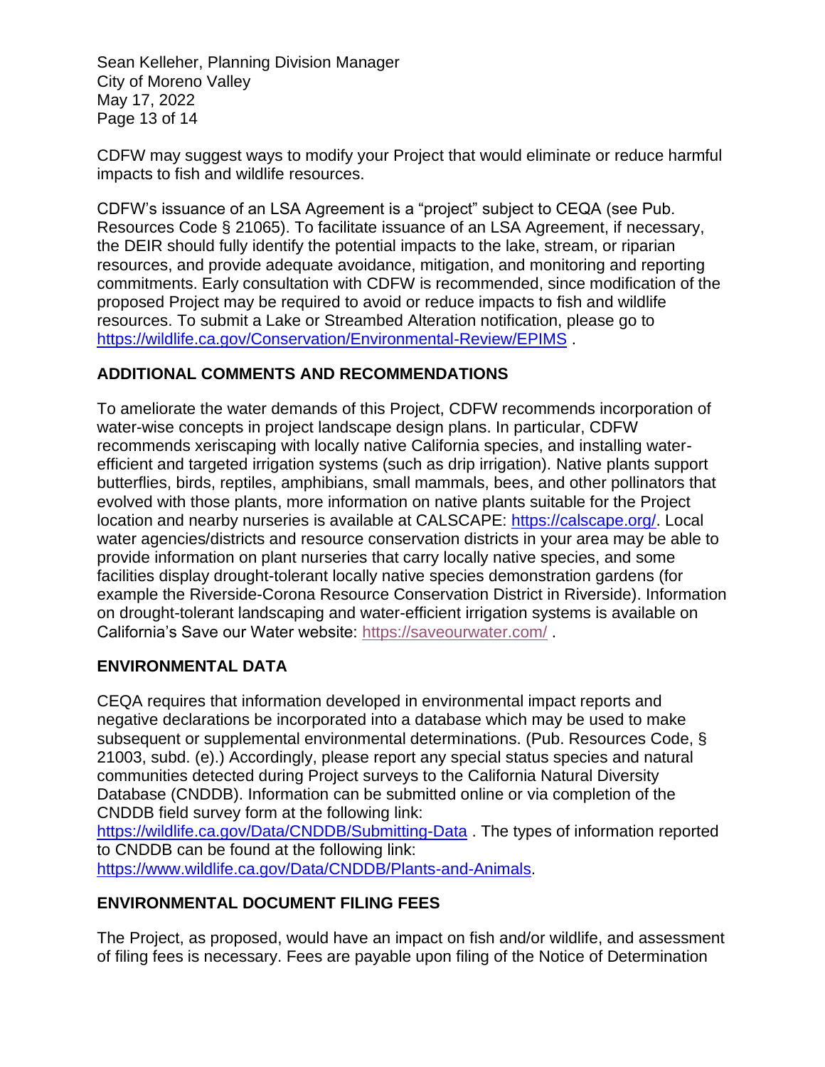CDFW may suggest ways to modify your Project that would eliminate or reduce harmful impacts to fish and wildlife resources.

CDFW's issuance of an LSA Agreement is a "project" subject to CEQA (see Pub. Resources Code § 21065). To facilitate issuance of an LSA Agreement, if necessary, the DEIR should fully identify the potential impacts to the lake, stream, or riparian resources, and provide adequate avoidance, mitigation, and monitoring and reporting commitments. Early consultation with CDFW is recommended, since modification of the proposed Project may be required to avoid or reduce impacts to fish and wildlife resources. To submit a Lake or Streambed Alteration notification, please go to https://wildlife.ca.gov/Conservation/Environmental-Review/EPIMS .

## ADDITIONAL COMMENTS AND RECOMMENDATIONS

To ameliorate the water demands of this Project, CDFW recommends incorporation of water-wise concepts in project landscape design plans. In particular, CDFW recommends xeriscaping with locally native California species, and installing water-efficient and targeted irrigation systems (such as drip irrigation). Native plants support butterflies, birds, reptiles, amphibians, small mammals, bees, and other pollinators that evolved with those plants, more information on native plants suitable for the Project location and nearby nurseries is available at CALSCAPE: https://calscape.org/. Local water agencies/districts and resource conservation districts in your area may be able to provide information on plant nurseries that carry locally native species, and some facilities display drought-tolerant locally native species demonstration gardens (for example the Riverside-Corona Resource Conservation District in Riverside). Information on drought-tolerant landscaping and water-efficient irrigation systems is available on California's Save our Water website: https://saveourwater.com/ .

## ENVIRONMENTAL DATA

CEQA requires that information developed in environmental impact reports and negative declarations be incorporated into a database which may be used to make subsequent or supplemental environmental determinations. (Pub. Resources Code, § 21003, subd. (e).) Accordingly, please report any special status species and natural communities detected during Project surveys to the California Natural Diversity Database (CNDDB). Information can be submitted online or via completion of the CNDDB field survey form at the following link: https://wildlife.ca.gov/Data/CNDDB/Submitting-Data . The types of information reported to CNDDB can be found at the following link: https://www.wildlife.ca.gov/Data/CNDDB/Plants-and-Animals.

## ENVIRONMENTAL DOCUMENT FILING FEES

The Project, as proposed, would have an impact on fish and/or wildlife, and assessment of filing fees is necessary. Fees are payable upon filing of the Notice of Determination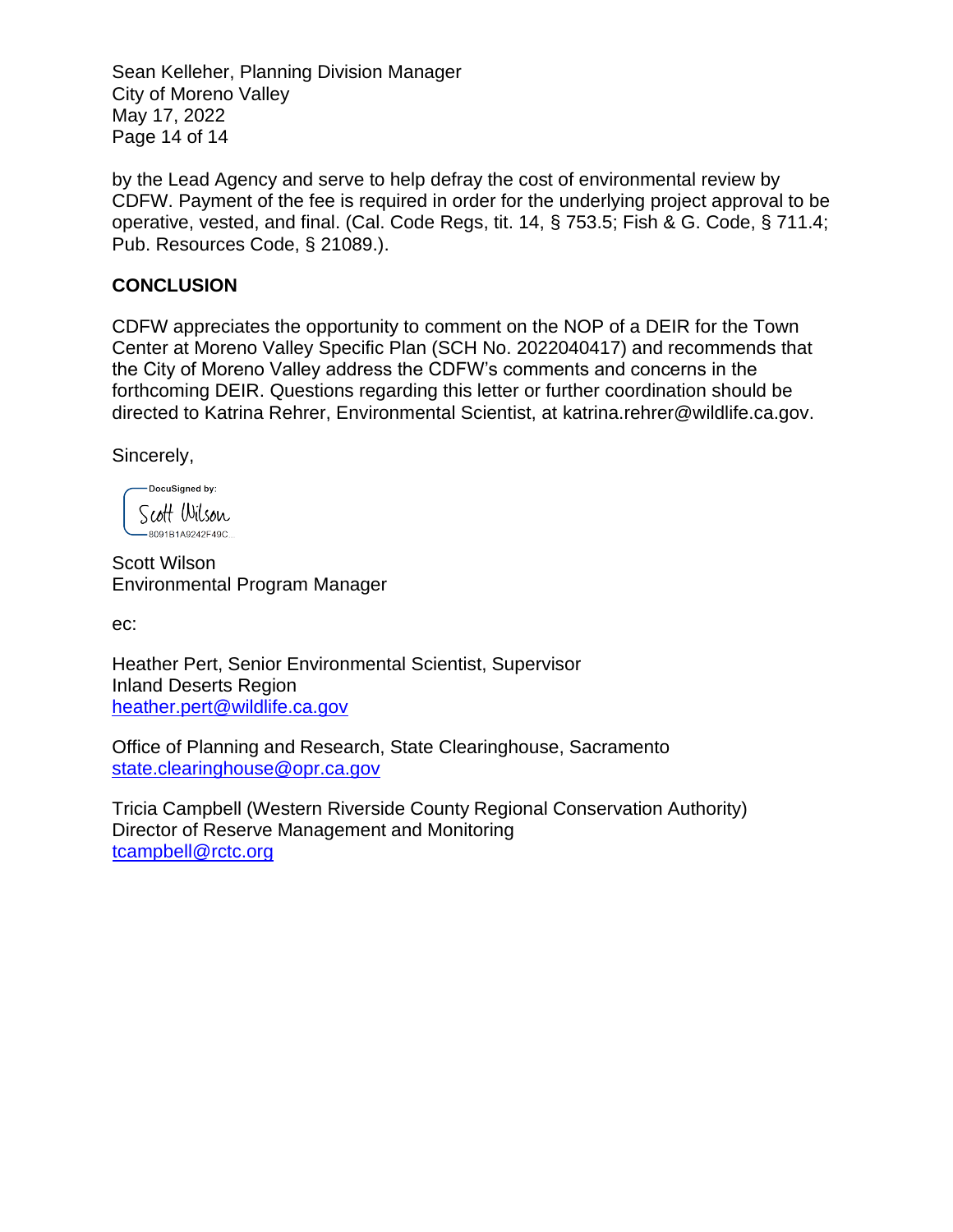by the Lead Agency and serve to help defray the cost of environmental review by CDFW. Payment of the fee is required in order for the underlying project approval to be operative, vested, and final. (Cal. Code Regs, tit. 14, § 753.5; Fish & G. Code, § 711.4; Pub. Resources Code, § 21089.).

## CONCLUSION

CDFW appreciates the opportunity to comment on the NOP of a DEIR for the Town Center at Moreno Valley Specific Plan (SCH No. 2022040417) and recommends that the City of Moreno Valley address the CDFW's comments and concerns in the forthcoming DEIR. Questions regarding this letter or further coordination should be directed to Katrina Rehrer, Environmental Scientist, at katrina.rehrer@wildlife.ca.gov.

Sincerely,

DocuSigned by:
Scott Wilson
8091B1A9242F49C...

Scott Wilson
Environmental Program Manager

ec:

Heather Pert, Senior Environmental Scientist, Supervisor
Inland Deserts Region
heather.pert@wildlife.ca.gov

Office of Planning and Research, State Clearinghouse, Sacramento
state.clearinghouse@opr.ca.gov

Tricia Campbell (Western Riverside County Regional Conservation Authority)
Director of Reserve Management and Monitoring
tcampbell@rctc.org